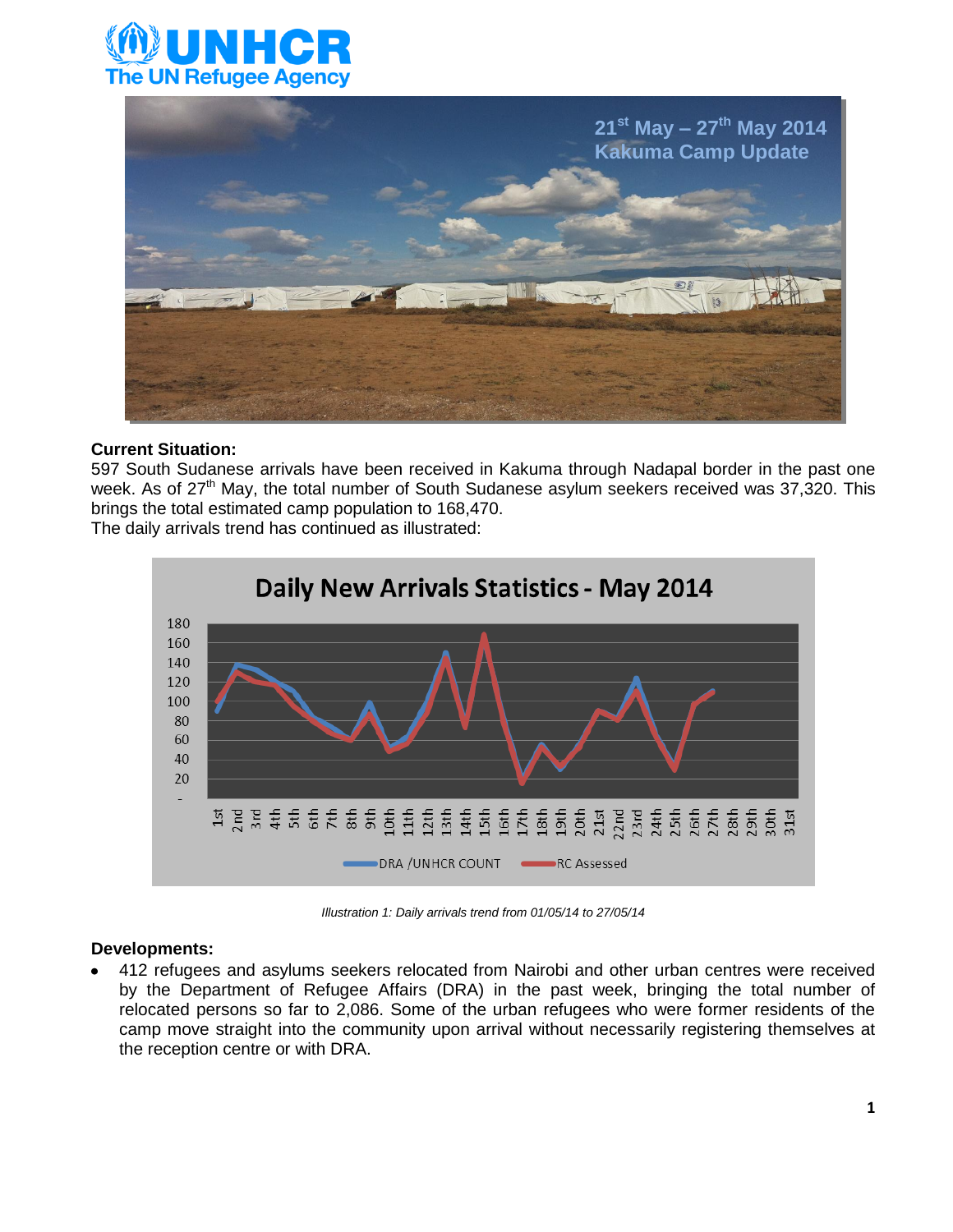# 21st May – 27th May 2014 Kakuma Camp Update

**Current Situation:**

597 South Sudanese arrivals have been received in Kakuma through Nadapal border in the past one week. As of 27th May, the total number of South Sudanese asylum seekers received was 37,320. This brings the total estimated camp population to 168,470.

The daily arrivals trend has continued as illustrated:

*Illustration 1: Daily arrivals trend from 01/05/14 to 27/05/14*

**Developments:**

- 412 refugees and asylums seekers relocated from Nairobi and other urban centres were received by the Department of Refugee Affairs (DRA) in the past week, bringing the total number of relocated persons so far to 2,086. Some of the urban refugees who were former residents of the camp move straight into the community upon arrival without necessarily registering themselves at the reception centre or with DRA.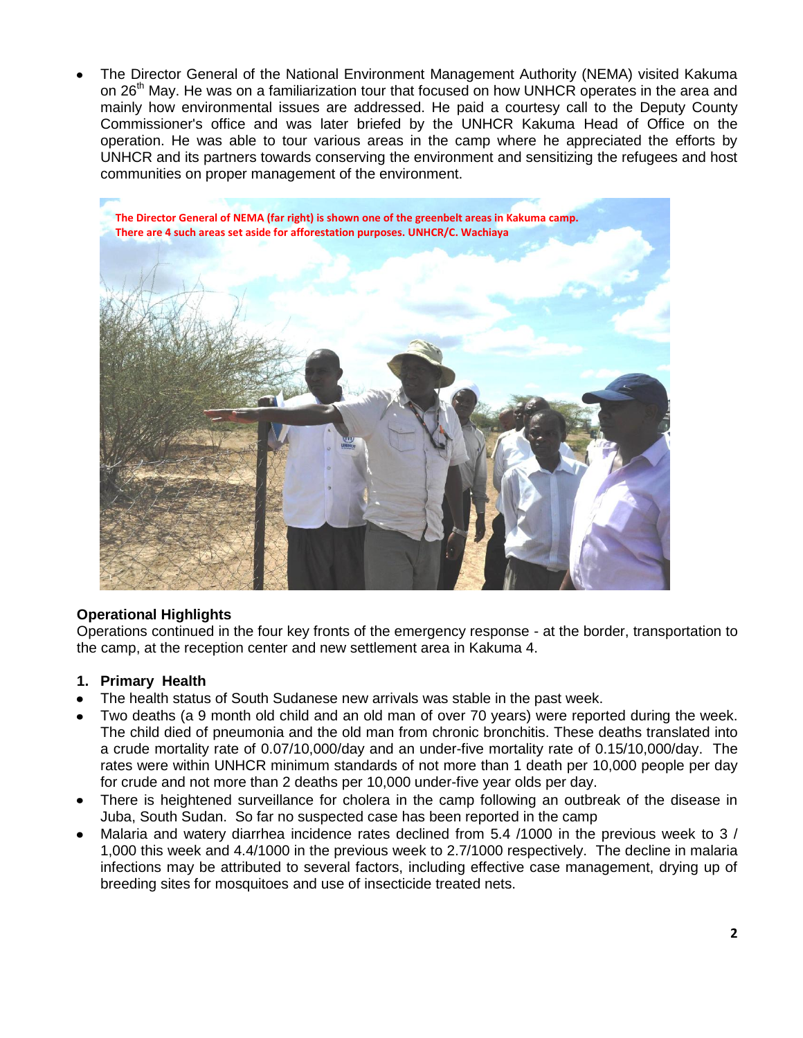- The Director General of the National Environment Management Authority (NEMA) visited Kakuma on 26th May. He was on a familiarization tour that focused on how UNHCR operates in the area and mainly how environmental issues are addressed. He paid a courtesy call to the Deputy County Commissioner's office and was later briefed by the UNHCR Kakuma Head of Office on the operation. He was able to tour various areas in the camp where he appreciated the efforts by UNHCR and its partners towards conserving the environment and sensitizing the refugees and host communities on proper management of the environment.

The Director General of NEMA (far right) is shown one of the greenbelt areas in Kakuma camp. There are 4 such areas set aside for afforestation purposes. UNHCR/C. Wachiaya

**Operational Highlights**

Operations continued in the four key fronts of the emergency response - at the border, transportation to the camp, at the reception center and new settlement area in Kakuma 4.

**1. Primary Health**

- The health status of South Sudanese new arrivals was stable in the past week.
- Two deaths (a 9 month old child and an old man of over 70 years) were reported during the week. The child died of pneumonia and the old man from chronic bronchitis. These deaths translated into a crude mortality rate of 0.07/10,000/day and an under-five mortality rate of 0.15/10,000/day. The rates were within UNHCR minimum standards of not more than 1 death per 10,000 people per day for crude and not more than 2 deaths per 10,000 under-five year olds per day.
- There is heightened surveillance for cholera in the camp following an outbreak of the disease in Juba, South Sudan. So far no suspected case has been reported in the camp
- Malaria and watery diarrhea incidence rates declined from 5.4 /1000 in the previous week to 3 / 1,000 this week and 4.4/1000 in the previous week to 2.7/1000 respectively. The decline in malaria infections may be attributed to several factors, including effective case management, drying up of breeding sites for mosquitoes and use of insecticide treated nets.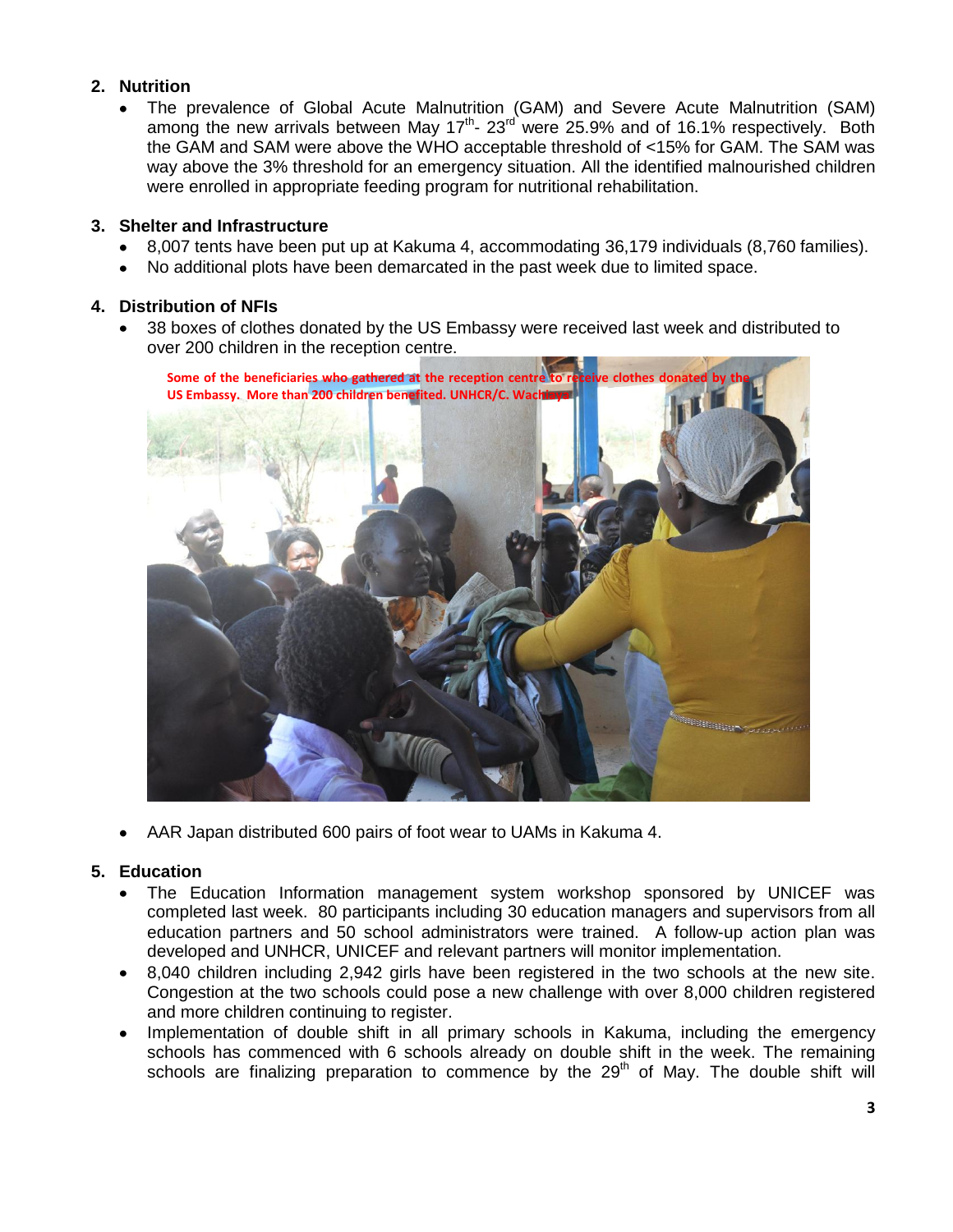## 2. Nutrition

- The prevalence of Global Acute Malnutrition (GAM) and Severe Acute Malnutrition (SAM) among the new arrivals between May 17th- 23rd were 25.9% and of 16.1% respectively. Both the GAM and SAM were above the WHO acceptable threshold of <15% for GAM. The SAM was way above the 3% threshold for an emergency situation. All the identified malnourished children were enrolled in appropriate feeding program for nutritional rehabilitation.

## 3. Shelter and Infrastructure

- 8,007 tents have been put up at Kakuma 4, accommodating 36,179 individuals (8,760 families).
- No additional plots have been demarcated in the past week due to limited space.

## 4. Distribution of NFIs

- 38 boxes of clothes donated by the US Embassy were received last week and distributed to over 200 children in the reception centre.

Some of the beneficiaries who gathered at the reception centre to receive clothes donated by the US Embassy. More than 200 children benefited. UNHCR/C. Wachiaya

- AAR Japan distributed 600 pairs of foot wear to UAMs in Kakuma 4.

## 5. Education

- The Education Information management system workshop sponsored by UNICEF was completed last week. 80 participants including 30 education managers and supervisors from all education partners and 50 school administrators were trained. A follow-up action plan was developed and UNHCR, UNICEF and relevant partners will monitor implementation.
- 8,040 children including 2,942 girls have been registered in the two schools at the new site. Congestion at the two schools could pose a new challenge with over 8,000 children registered and more children continuing to register.
- Implementation of double shift in all primary schools in Kakuma, including the emergency schools has commenced with 6 schools already on double shift in the week. The remaining schools are finalizing preparation to commence by the 29th of May. The double shift will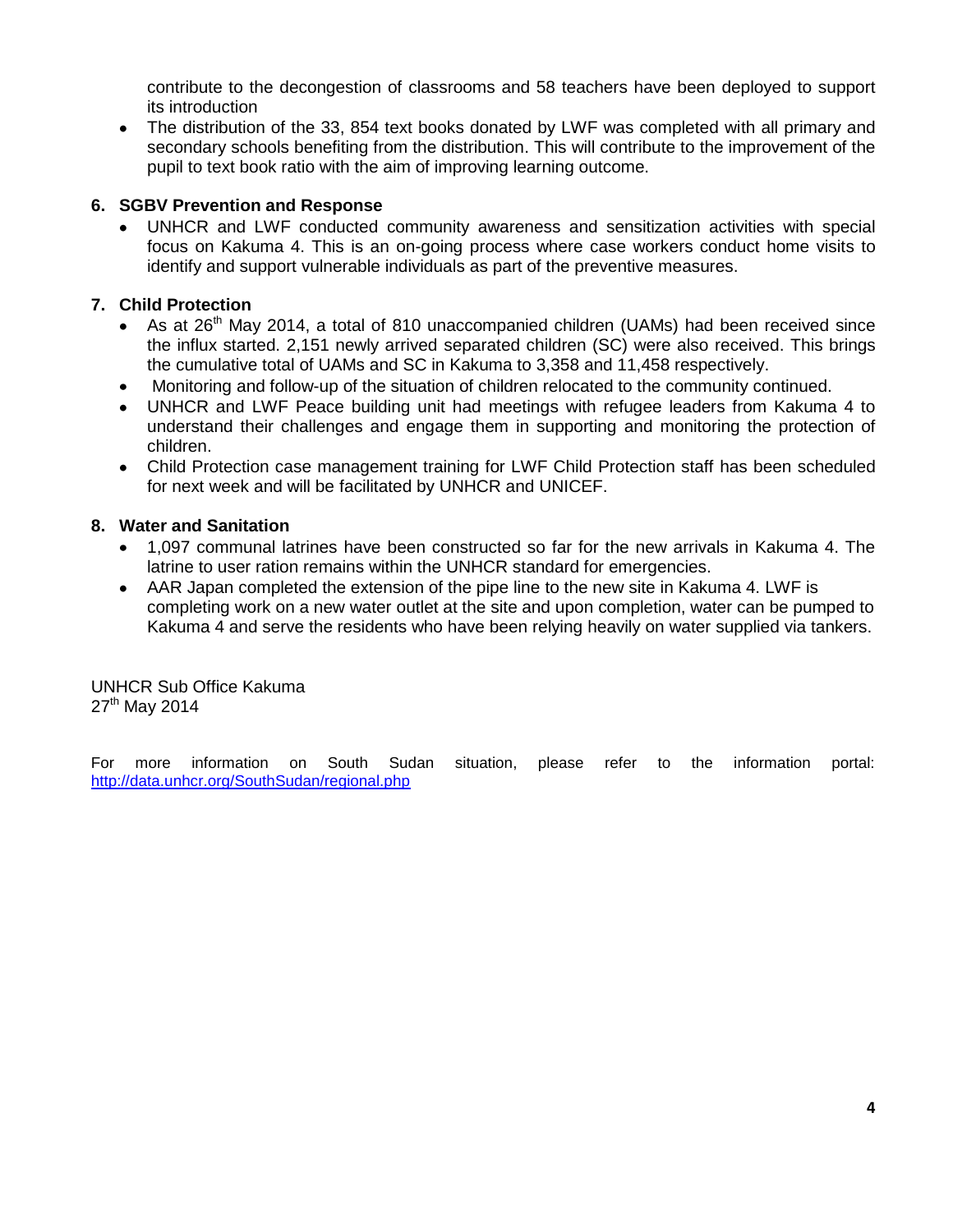contribute to the decongestion of classrooms and 58 teachers have been deployed to support its introduction

- The distribution of the 33, 854 text books donated by LWF was completed with all primary and secondary schools benefiting from the distribution. This will contribute to the improvement of the pupil to text book ratio with the aim of improving learning outcome.

**6. SGBV Prevention and Response**

- UNHCR and LWF conducted community awareness and sensitization activities with special focus on Kakuma 4. This is an on-going process where case workers conduct home visits to identify and support vulnerable individuals as part of the preventive measures.

**7. Child Protection**

- As at 26th May 2014, a total of 810 unaccompanied children (UAMs) had been received since the influx started. 2,151 newly arrived separated children (SC) were also received. This brings the cumulative total of UAMs and SC in Kakuma to 3,358 and 11,458 respectively.
- Monitoring and follow-up of the situation of children relocated to the community continued.
- UNHCR and LWF Peace building unit had meetings with refugee leaders from Kakuma 4 to understand their challenges and engage them in supporting and monitoring the protection of children.
- Child Protection case management training for LWF Child Protection staff has been scheduled for next week and will be facilitated by UNHCR and UNICEF.

**8. Water and Sanitation**

- 1,097 communal latrines have been constructed so far for the new arrivals in Kakuma 4. The latrine to user ration remains within the UNHCR standard for emergencies.
- AAR Japan completed the extension of the pipe line to the new site in Kakuma 4. LWF is completing work on a new water outlet at the site and upon completion, water can be pumped to Kakuma 4 and serve the residents who have been relying heavily on water supplied via tankers.

UNHCR Sub Office Kakuma
27th May 2014

For more information on South Sudan situation, please refer to the information portal: http://data.unhcr.org/SouthSudan/regional.php